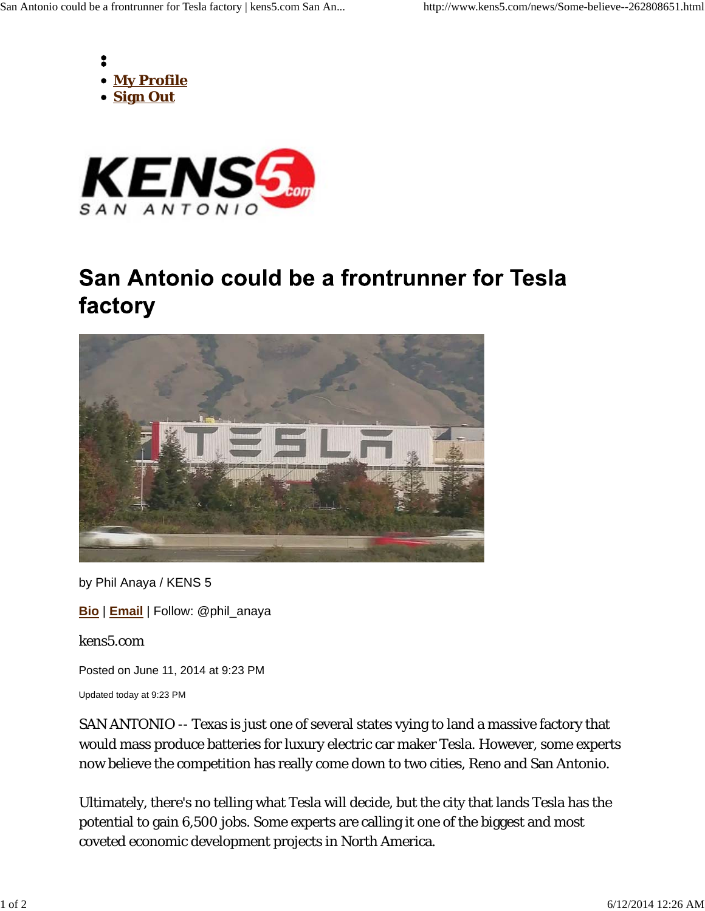- My Profile
- Sign Out

# San Antonio could be a frontrunner for Tesla factory

by Phil Anaya / KENS 5

Bio | Email | Follow: @phil_anaya

kens5.com

Posted on June 11, 2014 at 9:23 PM

Updated today at 9:23 PM

SAN ANTONIO -- Texas is just one of several states vying to land a massive factory that would mass produce batteries for luxury electric car maker Tesla. However, some experts now believe the competition has really come down to two cities, Reno and San Antonio.

Ultimately, there's no telling what Tesla will decide, but the city that lands Tesla has the potential to gain 6,500 jobs. Some experts are calling it one of the biggest and most coveted economic development projects in North America.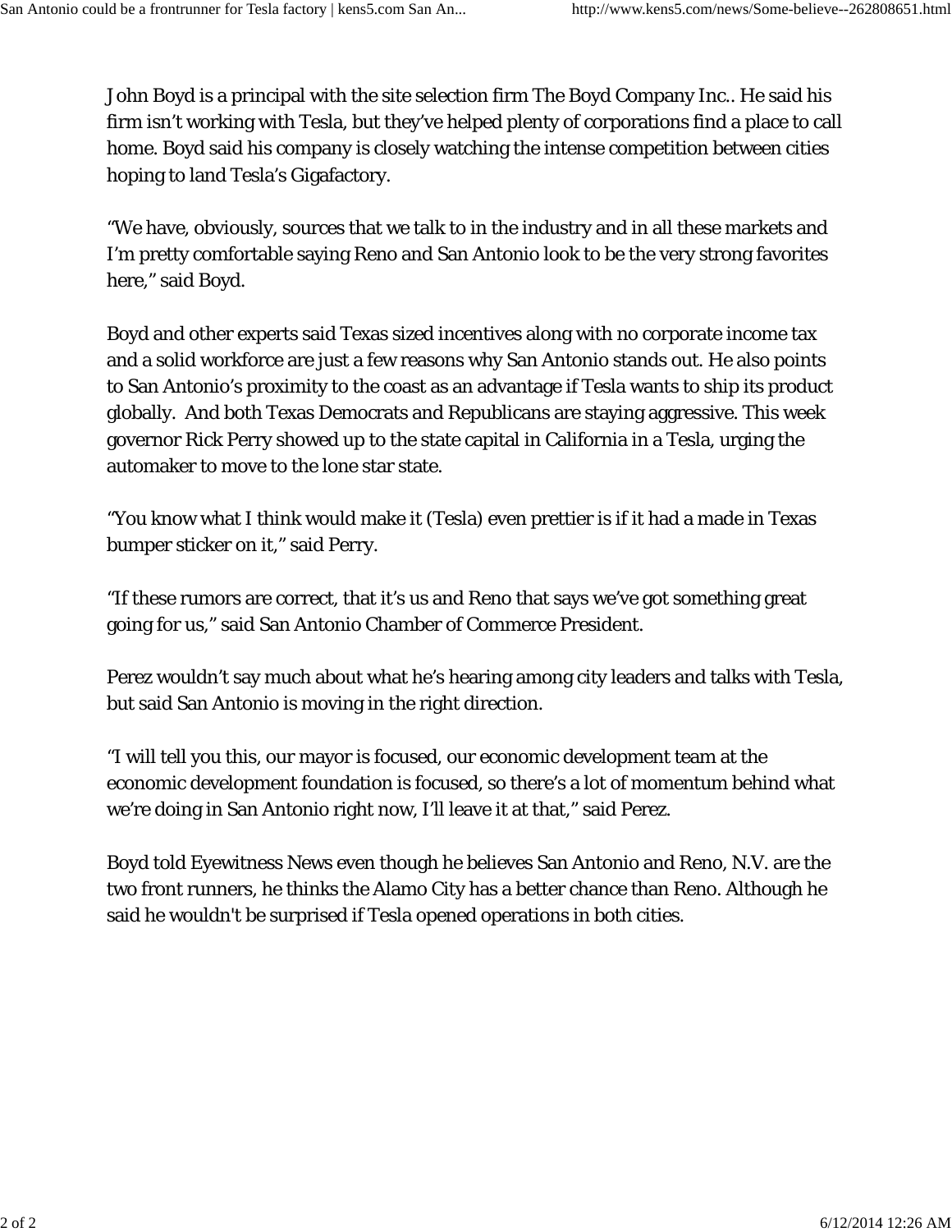John Boyd is a principal with the site selection firm The Boyd Company Inc.. He said his firm isn't working with Tesla, but they've helped plenty of corporations find a place to call home. Boyd said his company is closely watching the intense competition between cities hoping to land Tesla's Gigafactory.

"We have, obviously, sources that we talk to in the industry and in all these markets and I'm pretty comfortable saying Reno and San Antonio look to be the very strong favorites here," said Boyd.

Boyd and other experts said Texas sized incentives along with no corporate income tax and a solid workforce are just a few reasons why San Antonio stands out. He also points to San Antonio's proximity to the coast as an advantage if Tesla wants to ship its product globally. And both Texas Democrats and Republicans are staying aggressive. This week governor Rick Perry showed up to the state capital in California in a Tesla, urging the automaker to move to the lone star state.

"You know what I think would make it (Tesla) even prettier is if it had a made in Texas bumper sticker on it," said Perry.

"If these rumors are correct, that it's us and Reno that says we've got something great going for us," said San Antonio Chamber of Commerce President.

Perez wouldn't say much about what he's hearing among city leaders and talks with Tesla, but said San Antonio is moving in the right direction.

"I will tell you this, our mayor is focused, our economic development team at the economic development foundation is focused, so there's a lot of momentum behind what we're doing in San Antonio right now, I'll leave it at that," said Perez.

Boyd told Eyewitness News even though he believes San Antonio and Reno, N.V. are the two front runners, he thinks the Alamo City has a better chance than Reno. Although he said he wouldn't be surprised if Tesla opened operations in both cities.